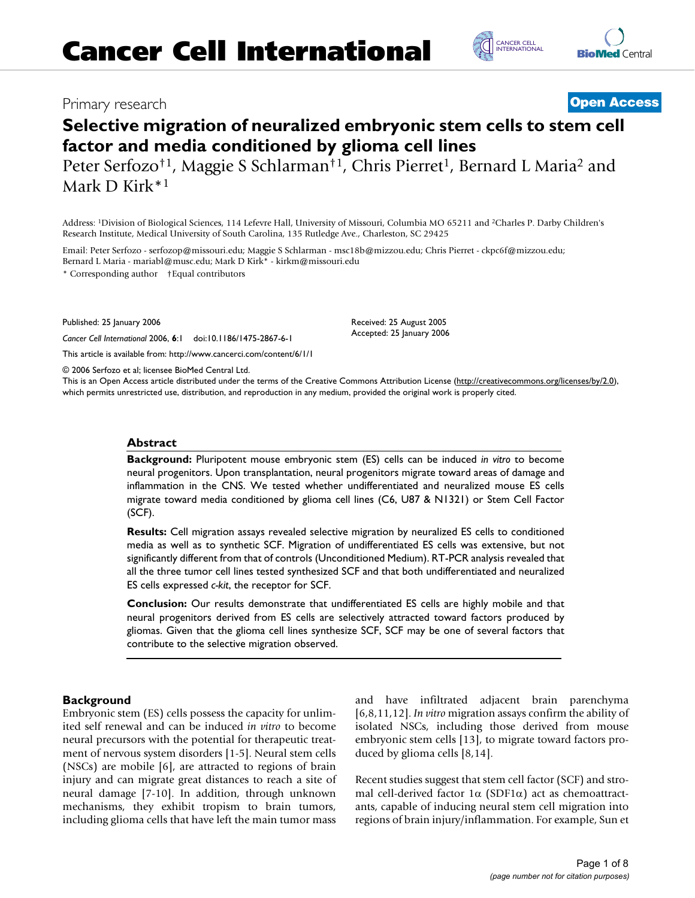Primary research

**Open Access**

# Selective migration of neuralized embryonic stem cells to stem cell factor and media conditioned by glioma cell lines

Peter Serfozo†[1], Maggie S Schlarman†[1], Chris Pierret[1], Bernard L Maria[2] and Mark D Kirk*[1]

Address: [1]Division of Biological Sciences, 114 Lefevre Hall, University of Missouri, Columbia MO 65211 and [2]Charles P. Darby Children's Research Institute, Medical University of South Carolina, 135 Rutledge Ave., Charleston, SC 29425

Email: Peter Serfozo - serfozop@missouri.edu; Maggie S Schlarman - msc18b@mizzou.edu; Chris Pierret - ckpc6f@mizzou.edu; Bernard L Maria - mariabl@musc.edu; Mark D Kirk* - kirkm@missouri.edu

\* Corresponding author †Equal contributors

Published: 25 January 2006

*Cancer Cell International* 2006, **6**:1 doi:10.1186/1475-2867-6-1

Received: 25 August 2005
Accepted: 25 January 2006

This article is available from: http://www.cancerci.com/content/6/1/1

© 2006 Serfozo et al; licensee BioMed Central Ltd.
This is an Open Access article distributed under the terms of the Creative Commons Attribution License (http://creativecommons.org/licenses/by/2.0), which permits unrestricted use, distribution, and reproduction in any medium, provided the original work is properly cited.

## Abstract

**Background:** Pluripotent mouse embryonic stem (ES) cells can be induced *in vitro* to become neural progenitors. Upon transplantation, neural progenitors migrate toward areas of damage and inflammation in the CNS. We tested whether undifferentiated and neuralized mouse ES cells migrate toward media conditioned by glioma cell lines (C6, U87 & N1321) or Stem Cell Factor (SCF).

**Results:** Cell migration assays revealed selective migration by neuralized ES cells to conditioned media as well as to synthetic SCF. Migration of undifferentiated ES cells was extensive, but not significantly different from that of controls (Unconditioned Medium). RT-PCR analysis revealed that all the three tumor cell lines tested synthesized SCF and that both undifferentiated and neuralized ES cells expressed *c-kit*, the receptor for SCF.

**Conclusion:** Our results demonstrate that undifferentiated ES cells are highly mobile and that neural progenitors derived from ES cells are selectively attracted toward factors produced by gliomas. Given that the glioma cell lines synthesize SCF, SCF may be one of several factors that contribute to the selective migration observed.

## Background

Embryonic stem (ES) cells possess the capacity for unlimited self renewal and can be induced *in vitro* to become neural precursors with the potential for therapeutic treatment of nervous system disorders [1-5]. Neural stem cells (NSCs) are mobile [6], are attracted to regions of brain injury and can migrate great distances to reach a site of neural damage [7-10]. In addition, through unknown mechanisms, they exhibit tropism to brain tumors, including glioma cells that have left the main tumor mass and have infiltrated adjacent brain parenchyma [6,8,11,12]. *In vitro* migration assays confirm the ability of isolated NSCs, including those derived from mouse embryonic stem cells [13], to migrate toward factors produced by glioma cells [8,14].

Recent studies suggest that stem cell factor (SCF) and stromal cell-derived factor 1α (SDF1α) act as chemoattractants, capable of inducing neural stem cell migration into regions of brain injury/inflammation. For example, Sun et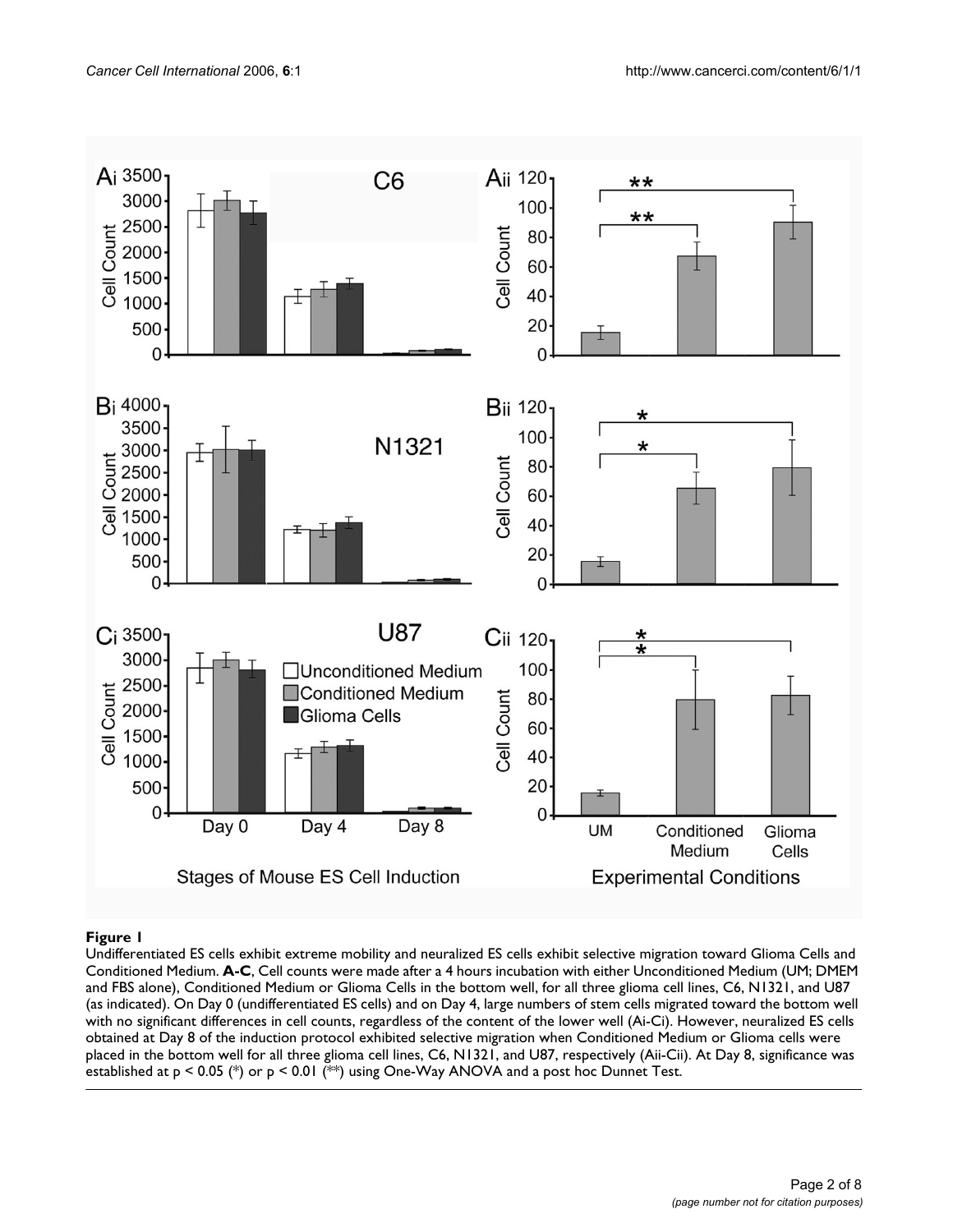**Figure 1**

Undifferentiated ES cells exhibit extreme mobility and neuralized ES cells exhibit selective migration toward Glioma Cells and Conditioned Medium. **A-C**, Cell counts were made after a 4 hours incubation with either Unconditioned Medium (UM; DMEM and FBS alone), Conditioned Medium or Glioma Cells in the bottom well, for all three glioma cell lines, C6, N1321, and U87 (as indicated). On Day 0 (undifferentiated ES cells) and on Day 4, large numbers of stem cells migrated toward the bottom well with no significant differences in cell counts, regardless of the content of the lower well (Ai-Ci). However, neuralized ES cells obtained at Day 8 of the induction protocol exhibited selective migration when Conditioned Medium or Glioma cells were placed in the bottom well for all three glioma cell lines, C6, N1321, and U87, respectively (Aii-Cii). At Day 8, significance was established at $p < 0.05$ (*) or $p < 0.01$ (**) using One-Way ANOVA and a post hoc Dunnet Test.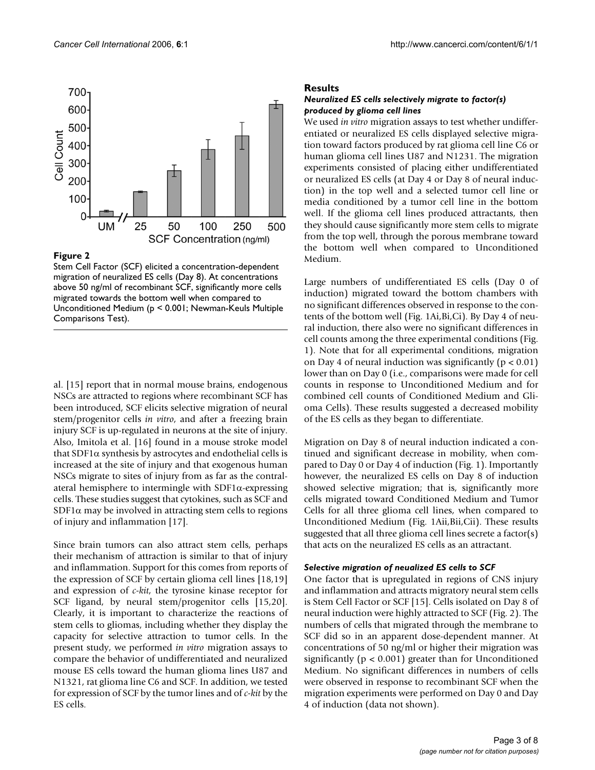**Figure 2**

Stem Cell Factor (SCF) elicited a concentration-dependent migration of neuralized ES cells (Day 8). At concentrations above 50 ng/ml of recombinant SCF, significantly more cells migrated towards the bottom well when compared to Unconditioned Medium ($p < 0.001$; Newman-Keuls Multiple Comparisons Test).

al. [15] report that in normal mouse brains, endogenous NSCs are attracted to regions where recombinant SCF has been introduced, SCF elicits selective migration of neural stem/progenitor cells *in vitro*, and after a freezing brain injury SCF is up-regulated in neurons at the site of injury. Also, Imitola et al. [16] found in a mouse stroke model that SDF1α synthesis by astrocytes and endothelial cells is increased at the site of injury and that exogenous human NSCs migrate to sites of injury from as far as the contralateral hemisphere to intermingle with SDF1α-expressing cells. These studies suggest that cytokines, such as SCF and SDF1α may be involved in attracting stem cells to regions of injury and inflammation [17].

Since brain tumors can also attract stem cells, perhaps their mechanism of attraction is similar to that of injury and inflammation. Support for this comes from reports of the expression of SCF by certain glioma cell lines [18,19] and expression of *c-kit*, the tyrosine kinase receptor for SCF ligand, by neural stem/progenitor cells [15,20]. Clearly, it is important to characterize the reactions of stem cells to gliomas, including whether they display the capacity for selective attraction to tumor cells. In the present study, we performed *in vitro* migration assays to compare the behavior of undifferentiated and neuralized mouse ES cells toward the human glioma lines U87 and N1321, rat glioma line C6 and SCF. In addition, we tested for expression of SCF by the tumor lines and of *c-kit* by the ES cells.

## Results

### *Neuralized ES cells selectively migrate to factor(s) produced by glioma cell lines*

We used *in vitro* migration assays to test whether undifferentiated or neuralized ES cells displayed selective migration toward factors produced by rat glioma cell line C6 or human glioma cell lines U87 and N1231. The migration experiments consisted of placing either undifferentiated or neuralized ES cells (at Day 4 or Day 8 of neural induction) in the top well and a selected tumor cell line or media conditioned by a tumor cell line in the bottom well. If the glioma cell lines produced attractants, then they should cause significantly more stem cells to migrate from the top well, through the porous membrane toward the bottom well when compared to Unconditioned Medium.

Large numbers of undifferentiated ES cells (Day 0 of induction) migrated toward the bottom chambers with no significant differences observed in response to the contents of the bottom well (Fig. 1Ai,Bi,Ci). By Day 4 of neural induction, there also were no significant differences in cell counts among the three experimental conditions (Fig. 1). Note that for all experimental conditions, migration on Day 4 of neural induction was significantly ($p < 0.01$) lower than on Day 0 (i.e., comparisons were made for cell counts in response to Unconditioned Medium and for combined cell counts of Conditioned Medium and Glioma Cells). These results suggested a decreased mobility of the ES cells as they began to differentiate.

Migration on Day 8 of neural induction indicated a continued and significant decrease in mobility, when compared to Day 0 or Day 4 of induction (Fig. 1). Importantly however, the neuralized ES cells on Day 8 of induction showed selective migration; that is, significantly more cells migrated toward Conditioned Medium and Tumor Cells for all three glioma cell lines, when compared to Unconditioned Medium (Fig. 1Aii,Bii,Cii). These results suggested that all three glioma cell lines secrete a factor(s) that acts on the neuralized ES cells as an attractant.

### *Selective migration of neualized ES cells to SCF*

One factor that is upregulated in regions of CNS injury and inflammation and attracts migratory neural stem cells is Stem Cell Factor or SCF [15]. Cells isolated on Day 8 of neural induction were highly attracted to SCF (Fig. 2). The numbers of cells that migrated through the membrane to SCF did so in an apparent dose-dependent manner. At concentrations of 50 ng/ml or higher their migration was significantly ($p < 0.001$) greater than for Unconditioned Medium. No significant differences in numbers of cells were observed in response to recombinant SCF when the migration experiments were performed on Day 0 and Day 4 of induction (data not shown).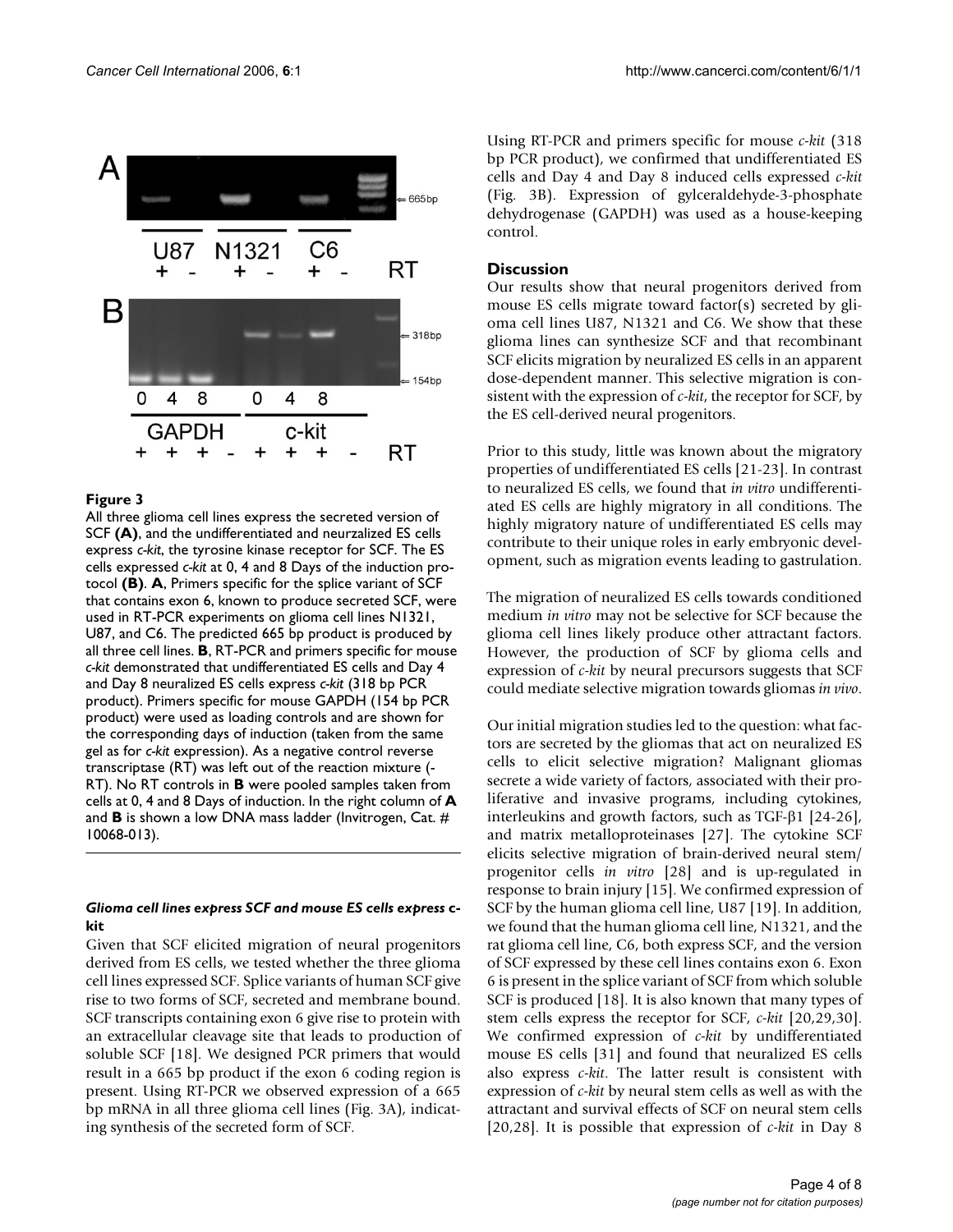**Figure 3**

All three glioma cell lines express the secreted version of SCF **(A)**, and the undifferentiated and neurzalized ES cells express *c-kit*, the tyrosine kinase receptor for SCF. The ES cells expressed *c-kit* at 0, 4 and 8 Days of the induction protocol **(B)**. **A**, Primers specific for the splice variant of SCF that contains exon 6, known to produce secreted SCF, were used in RT-PCR experiments on glioma cell lines N1321, U87, and C6. The predicted 665 bp product is produced by all three cell lines. **B**, RT-PCR and primers specific for mouse *c-kit* demonstrated that undifferentiated ES cells and Day 4 and Day 8 neuralized ES cells express *c-kit* (318 bp PCR product). Primers specific for mouse GAPDH (154 bp PCR product) were used as loading controls and are shown for the corresponding days of induction (taken from the same gel as for *c-kit* expression). As a negative control reverse transcriptase (RT) was left out of the reaction mixture (-RT). No RT controls in **B** were pooled samples taken from cells at 0, 4 and 8 Days of induction. In the right column of **A** and **B** is shown a low DNA mass ladder (Invitrogen, Cat. # 10068-013).

#### *Glioma cell lines express SCF and mouse ES cells express c-kit*

Given that SCF elicited migration of neural progenitors derived from ES cells, we tested whether the three glioma cell lines expressed SCF. Splice variants of human SCF give rise to two forms of SCF, secreted and membrane bound. SCF transcripts containing exon 6 give rise to protein with an extracellular cleavage site that leads to production of soluble SCF [18]. We designed PCR primers that would result in a 665 bp product if the exon 6 coding region is present. Using RT-PCR we observed expression of a 665 bp mRNA in all three glioma cell lines (Fig. 3A), indicating synthesis of the secreted form of SCF.

Using RT-PCR and primers specific for mouse *c-kit* (318 bp PCR product), we confirmed that undifferentiated ES cells and Day 4 and Day 8 induced cells expressed *c-kit* (Fig. 3B). Expression of gylceraldehyde-3-phosphate dehydrogenase (GAPDH) was used as a house-keeping control.

### Discussion

Our results show that neural progenitors derived from mouse ES cells migrate toward factor(s) secreted by glioma cell lines U87, N1321 and C6. We show that these glioma lines can synthesize SCF and that recombinant SCF elicits migration by neuralized ES cells in an apparent dose-dependent manner. This selective migration is consistent with the expression of *c-kit*, the receptor for SCF, by the ES cell-derived neural progenitors.

Prior to this study, little was known about the migratory properties of undifferentiated ES cells [21-23]. In contrast to neuralized ES cells, we found that *in vitro* undifferentiated ES cells are highly migratory in all conditions. The highly migratory nature of undifferentiated ES cells may contribute to their unique roles in early embryonic development, such as migration events leading to gastrulation.

The migration of neuralized ES cells towards conditioned medium *in vitro* may not be selective for SCF because the glioma cell lines likely produce other attractant factors. However, the production of SCF by glioma cells and expression of *c-kit* by neural precursors suggests that SCF could mediate selective migration towards gliomas *in vivo*.

Our initial migration studies led to the question: what factors are secreted by the gliomas that act on neuralized ES cells to elicit selective migration? Malignant gliomas secrete a wide variety of factors, associated with their proliferative and invasive programs, including cytokines, interleukins and growth factors, such as TGF-β1 [24-26], and matrix metalloproteinases [27]. The cytokine SCF elicits selective migration of brain-derived neural stem/progenitor cells *in vitro* [28] and is up-regulated in response to brain injury [15]. We confirmed expression of SCF by the human glioma cell line, U87 [19]. In addition, we found that the human glioma cell line, N1321, and the rat glioma cell line, C6, both express SCF, and the version of SCF expressed by these cell lines contains exon 6. Exon 6 is present in the splice variant of SCF from which soluble SCF is produced [18]. It is also known that many types of stem cells express the receptor for SCF, *c-kit* [20,29,30]. We confirmed expression of *c-kit* by undifferentiated mouse ES cells [31] and found that neuralized ES cells also express *c-kit*. The latter result is consistent with expression of *c-kit* by neural stem cells as well as with the attractant and survival effects of SCF on neural stem cells [20,28]. It is possible that expression of *c-kit* in Day 8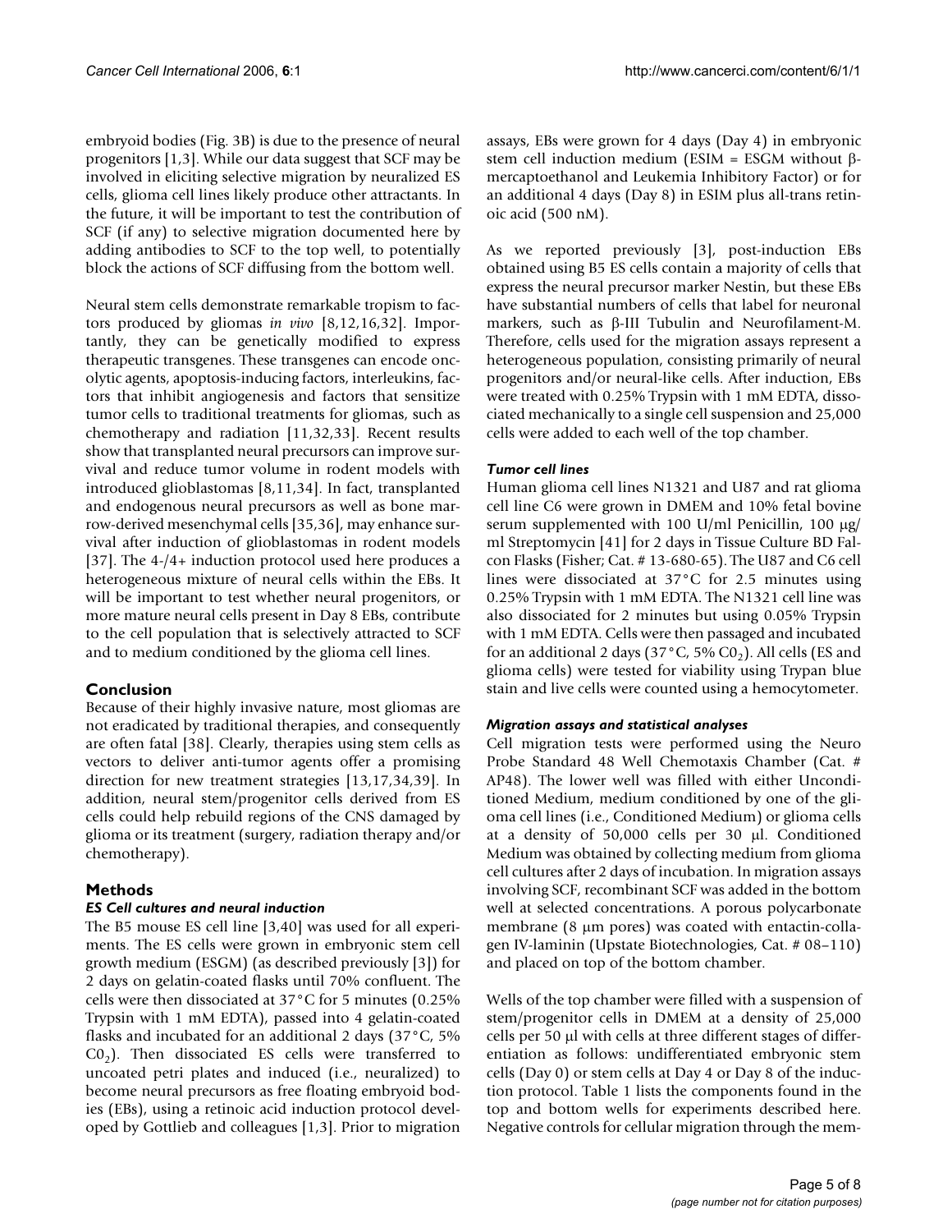embryoid bodies (Fig. 3B) is due to the presence of neural progenitors [1,3]. While our data suggest that SCF may be involved in eliciting selective migration by neuralized ES cells, glioma cell lines likely produce other attractants. In the future, it will be important to test the contribution of SCF (if any) to selective migration documented here by adding antibodies to SCF to the top well, to potentially block the actions of SCF diffusing from the bottom well.

Neural stem cells demonstrate remarkable tropism to factors produced by gliomas *in vivo* [8,12,16,32]. Importantly, they can be genetically modified to express therapeutic transgenes. These transgenes can encode oncolytic agents, apoptosis-inducing factors, interleukins, factors that inhibit angiogenesis and factors that sensitize tumor cells to traditional treatments for gliomas, such as chemotherapy and radiation [11,32,33]. Recent results show that transplanted neural precursors can improve survival and reduce tumor volume in rodent models with introduced glioblastomas [8,11,34]. In fact, transplanted and endogenous neural precursors as well as bone marrow-derived mesenchymal cells [35,36], may enhance survival after induction of glioblastomas in rodent models [37]. The 4-/4+ induction protocol used here produces a heterogeneous mixture of neural cells within the EBs. It will be important to test whether neural progenitors, or more mature neural cells present in Day 8 EBs, contribute to the cell population that is selectively attracted to SCF and to medium conditioned by the glioma cell lines.

## Conclusion

Because of their highly invasive nature, most gliomas are not eradicated by traditional therapies, and consequently are often fatal [38]. Clearly, therapies using stem cells as vectors to deliver anti-tumor agents offer a promising direction for new treatment strategies [13,17,34,39]. In addition, neural stem/progenitor cells derived from ES cells could help rebuild regions of the CNS damaged by glioma or its treatment (surgery, radiation therapy and/or chemotherapy).

## Methods

### ES Cell cultures and neural induction

The B5 mouse ES cell line [3,40] was used for all experiments. The ES cells were grown in embryonic stem cell growth medium (ESGM) (as described previously [3]) for 2 days on gelatin-coated flasks until 70% confluent. The cells were then dissociated at 37°C for 5 minutes (0.25% Trypsin with 1 mM EDTA), passed into 4 gelatin-coated flasks and incubated for an additional 2 days (37°C, 5% $CO_2$). Then dissociated ES cells were transferred to uncoated petri plates and induced (i.e., neuralized) to become neural precursors as free floating embryoid bodies (EBs), using a retinoic acid induction protocol developed by Gottlieb and colleagues [1,3]. Prior to migration assays, EBs were grown for 4 days (Day 4) in embryonic stem cell induction medium (ESIM = ESGM without β-mercaptoethanol and Leukemia Inhibitory Factor) or for an additional 4 days (Day 8) in ESIM plus all-trans retinoic acid (500 nM).

As we reported previously [3], post-induction EBs obtained using B5 ES cells contain a majority of cells that express the neural precursor marker Nestin, but these EBs have substantial numbers of cells that label for neuronal markers, such as β-III Tubulin and Neurofilament-M. Therefore, cells used for the migration assays represent a heterogeneous population, consisting primarily of neural progenitors and/or neural-like cells. After induction, EBs were treated with 0.25% Trypsin with 1 mM EDTA, dissociated mechanically to a single cell suspension and 25,000 cells were added to each well of the top chamber.

### Tumor cell lines

Human glioma cell lines N1321 and U87 and rat glioma cell line C6 were grown in DMEM and 10% fetal bovine serum supplemented with 100 U/ml Penicillin, 100 μg/ml Streptomycin [41] for 2 days in Tissue Culture BD Falcon Flasks (Fisher; Cat. # 13-680-65). The U87 and C6 cell lines were dissociated at 37°C for 2.5 minutes using 0.25% Trypsin with 1 mM EDTA. The N1321 cell line was also dissociated for 2 minutes but using 0.05% Trypsin with 1 mM EDTA. Cells were then passaged and incubated for an additional 2 days (37°C, 5% $CO_2$). All cells (ES and glioma cells) were tested for viability using Trypan blue stain and live cells were counted using a hemocytometer.

### Migration assays and statistical analyses

Cell migration tests were performed using the Neuro Probe Standard 48 Well Chemotaxis Chamber (Cat. # AP48). The lower well was filled with either Unconditioned Medium, medium conditioned by one of the glioma cell lines (i.e., Conditioned Medium) or glioma cells at a density of 50,000 cells per 30 μl. Conditioned Medium was obtained by collecting medium from glioma cell cultures after 2 days of incubation. In migration assays involving SCF, recombinant SCF was added in the bottom well at selected concentrations. A porous polycarbonate membrane (8 μm pores) was coated with entactin-collagen IV-laminin (Upstate Biotechnologies, Cat. # 08–110) and placed on top of the bottom chamber.

Wells of the top chamber were filled with a suspension of stem/progenitor cells in DMEM at a density of 25,000 cells per 50 μl with cells at three different stages of differentiation as follows: undifferentiated embryonic stem cells (Day 0) or stem cells at Day 4 or Day 8 of the induction protocol. Table 1 lists the components found in the top and bottom wells for experiments described here. Negative controls for cellular migration through the mem-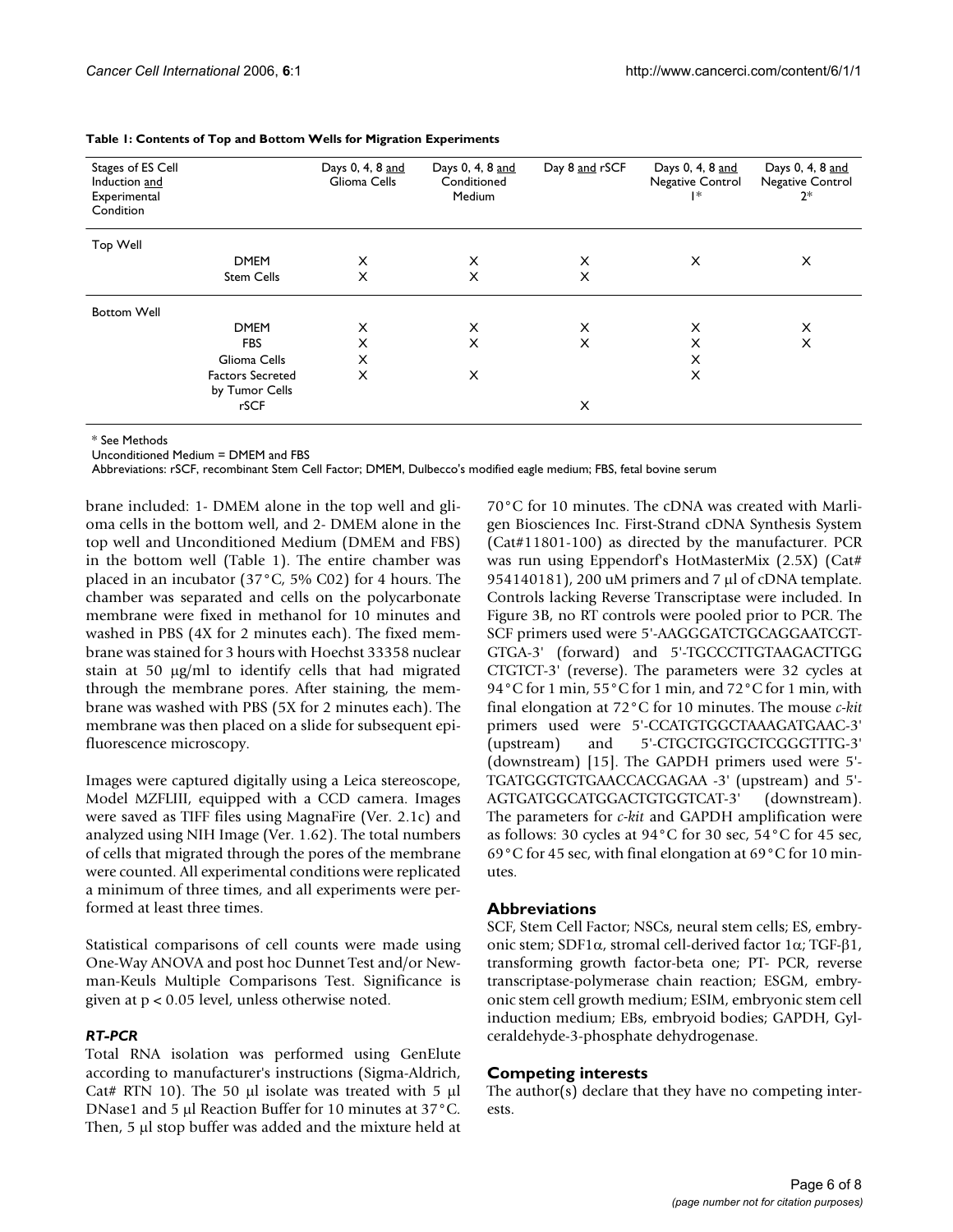**Table 1: Contents of Top and Bottom Wells for Migration Experiments**

| Stages of ES Cell Induction and Experimental Condition | | Days 0, 4, 8 and Glioma Cells | Days 0, 4, 8 and Conditioned Medium | Day 8 and rSCF | Days 0, 4, 8 and Negative Control 1* | Days 0, 4, 8 and Negative Control 2* |
|---|---|---|---|---|---|---|
| Top Well | | | | | | |
| | DMEM | X | X | X | X | X |
| | Stem Cells | X | X | X | | |
| Bottom Well | | | | | | |
| | DMEM | X | X | X | X | X |
| | FBS | X | X | X | X | X |
| | Glioma Cells | X | | | X | |
| | Factors Secreted by Tumor Cells | X | X | | X | |
| | rSCF | | | X | | |

\* See Methods
Unconditioned Medium = DMEM and FBS
Abbreviations: rSCF, recombinant Stem Cell Factor; DMEM, Dulbecco's modified eagle medium; FBS, fetal bovine serum

brane included: 1- DMEM alone in the top well and glioma cells in the bottom well, and 2- DMEM alone in the top well and Unconditioned Medium (DMEM and FBS) in the bottom well (Table 1). The entire chamber was placed in an incubator (37°C, 5% C02) for 4 hours. The chamber was separated and cells on the polycarbonate membrane were fixed in methanol for 10 minutes and washed in PBS (4X for 2 minutes each). The fixed membrane was stained for 3 hours with Hoechst 33358 nuclear stain at 50 μg/ml to identify cells that had migrated through the membrane pores. After staining, the membrane was washed with PBS (5X for 2 minutes each). The membrane was then placed on a slide for subsequent epifluorescence microscopy.

Images were captured digitally using a Leica stereoscope, Model MZFLIII, equipped with a CCD camera. Images were saved as TIFF files using MagnaFire (Ver. 2.1c) and analyzed using NIH Image (Ver. 1.62). The total numbers of cells that migrated through the pores of the membrane were counted. All experimental conditions were replicated a minimum of three times, and all experiments were performed at least three times.

Statistical comparisons of cell counts were made using One-Way ANOVA and post hoc Dunnet Test and/or Newman-Keuls Multiple Comparisons Test. Significance is given at $p < 0.05$ level, unless otherwise noted.

### *RT-PCR*

Total RNA isolation was performed using GenElute according to manufacturer's instructions (Sigma-Aldrich, Cat# RTN 10). The 50 μl isolate was treated with 5 μl DNase1 and 5 μl Reaction Buffer for 10 minutes at 37°C. Then, 5 μl stop buffer was added and the mixture held at 70°C for 10 minutes. The cDNA was created with Marligen Biosciences Inc. First-Strand cDNA Synthesis System (Cat#11801-100) as directed by the manufacturer. PCR was run using Eppendorf's HotMasterMix (2.5X) (Cat# 954140181), 200 uM primers and 7 μl of cDNA template. Controls lacking Reverse Transcriptase were included. In Figure 3B, no RT controls were pooled prior to PCR. The SCF primers used were 5'-AAGGGATCTGCAGGAATCGT-GTGA-3' (forward) and 5'-TGCCCTTGTAAGACTTGG CTGTCT-3' (reverse). The parameters were 32 cycles at 94°C for 1 min, 55°C for 1 min, and 72°C for 1 min, with final elongation at 72°C for 10 minutes. The mouse *c-kit* primers used were 5'-CCATGTGGCTAAAGATGAAC-3' (upstream) and 5'-CTGCTGGTGCTCGGGTTTG-3' (downstream) [15]. The GAPDH primers used were 5'-TGATGGGTGTGAACCACGAGAA -3' (upstream) and 5'-AGTGATGGCATGGACTGTGGTCAT-3' (downstream). The parameters for *c-kit* and GAPDH amplification were as follows: 30 cycles at 94°C for 30 sec, 54°C for 45 sec, 69°C for 45 sec, with final elongation at 69°C for 10 minutes.

## Abbreviations

SCF, Stem Cell Factor; NSCs, neural stem cells; ES, embryonic stem; SDF1α, stromal cell-derived factor 1α; TGF-β1, transforming growth factor-beta one; PT- PCR, reverse transcriptase-polymerase chain reaction; ESGM, embryonic stem cell growth medium; ESIM, embryonic stem cell induction medium; EBs, embryoid bodies; GAPDH, Gylceraldehyde-3-phosphate dehydrogenase.

## Competing interests

The author(s) declare that they have no competing interests.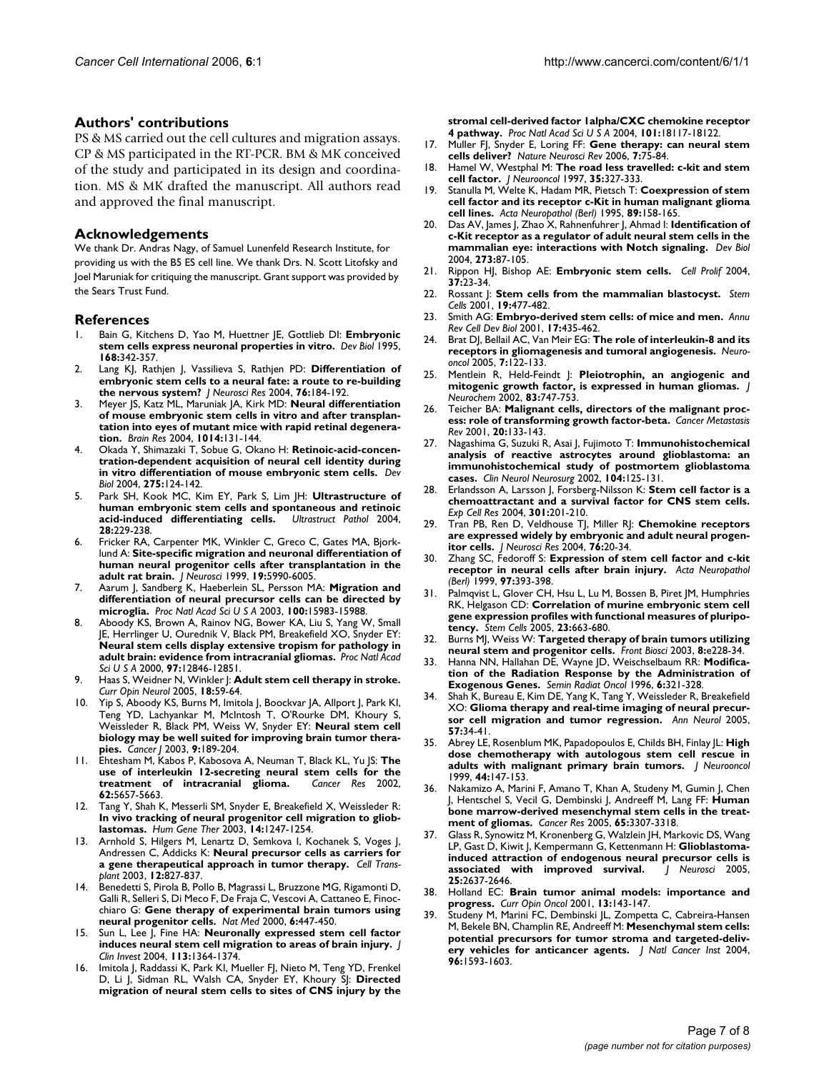## Authors' contributions

PS & MS carried out the cell cultures and migration assays. CP & MS participated in the RT-PCR. BM & MK conceived of the study and participated in its design and coordination. MS & MK drafted the manuscript. All authors read and approved the final manuscript.

## Acknowledgements

We thank Dr. Andras Nagy, of Samuel Lunenfeld Research Institute, for providing us with the B5 ES cell line. We thank Drs. N. Scott Litofsky and Joel Maruniak for critiquing the manuscript. Grant support was provided by the Sears Trust Fund.

## References

1. Bain G, Kitchens D, Yao M, Huettner JE, Gottlieb DI: **Embryonic stem cells express neuronal properties in vitro.** *Dev Biol* 1995, **168:**342-357.
2. Lang KJ, Rathjen J, Vassilieva S, Rathjen PD: **Differentiation of embryonic stem cells to a neural fate: a route to re-building the nervous system?** *J Neurosci Res* 2004, **76:**184-192.
3. Meyer JS, Katz ML, Maruniak JA, Kirk MD: **Neural differentiation of mouse embryonic stem cells in vitro and after transplantation into eyes of mutant mice with rapid retinal degeneration.** *Brain Res* 2004, **1014:**131-144.
4. Okada Y, Shimazaki T, Sobue G, Okano H: **Retinoic-acid-concentration-dependent acquisition of neural cell identity during in vitro differentiation of mouse embryonic stem cells.** *Dev Biol* 2004, **275:**124-142.
5. Park SH, Kook MC, Kim EY, Park S, Lim JH: **Ultrastructure of human embryonic stem cells and spontaneous and retinoic acid-induced differentiating cells.** *Ultrastruct Pathol* 2004, **28:**229-238.
6. Fricker RA, Carpenter MK, Winkler C, Greco C, Gates MA, Bjorklund A: **Site-specific migration and neuronal differentiation of human neural progenitor cells after transplantation in the adult rat brain.** *J Neurosci* 1999, **19:**5990-6005.
7. Aarum J, Sandberg K, Haeberlein SL, Persson MA: **Migration and differentiation of neural precursor cells can be directed by microglia.** *Proc Natl Acad Sci U S A* 2003, **100:**15983-15988.
8. Aboody KS, Brown A, Rainov NG, Bower KA, Liu S, Yang W, Small JE, Herrlinger U, Ourednik V, Black PM, Breakefield XO, Snyder EY: **Neural stem cells display extensive tropism for pathology in adult brain: evidence from intracranial gliomas.** *Proc Natl Acad Sci U S A* 2000, **97:**12846-12851.
9. Haas S, Weidner N, Winkler J: **Adult stem cell therapy in stroke.** *Curr Opin Neurol* 2005, **18:**59-64.
10. Yip S, Aboody KS, Burns M, Imitola J, Boockvar JA, Allport J, Park KI, Teng YD, Lachyankar M, McIntosh T, O'Rourke DM, Khoury S, Weissleder R, Black PM, Weiss W, Snyder EY: **Neural stem cell biology may be well suited for improving brain tumor therapies.** *Cancer J* 2003, **9:**189-204.
11. Ehtesham M, Kabos P, Kabosova A, Neuman T, Black KL, Yu JS: **The use of interleukin 12-secreting neural stem cells for the treatment of intracranial glioma.** *Cancer Res* 2002, **62:**5657-5663.
12. Tang Y, Shah K, Messerli SM, Snyder E, Breakefield X, Weissleder R: **In vivo tracking of neural progenitor cell migration to glioblastomas.** *Hum Gene Ther* 2003, **14:**1247-1254.
13. Arnhold S, Hilgers M, Lenartz D, Semkova I, Kochanek S, Voges J, Andressen C, Addicks K: **Neural precursor cells as carriers for a gene therapeutical approach in tumor therapy.** *Cell Transplant* 2003, **12:**827-837.
14. Benedetti S, Pirola B, Pollo B, Magrassi L, Bruzzone MG, Rigamonti D, Galli R, Selleri S, Di Meco F, De Fraja C, Vescovi A, Cattaneo E, Finocchiaro G: **Gene therapy of experimental brain tumors using neural progenitor cells.** *Nat Med* 2000, **6:**447-450.
15. Sun L, Lee J, Fine HA: **Neuronally expressed stem cell factor induces neural stem cell migration to areas of brain injury.** *J Clin Invest* 2004, **113:**1364-1374.
16. Imitola J, Raddassi K, Park KI, Mueller FJ, Nieto M, Teng YD, Frenkel D, Li J, Sidman RL, Walsh CA, Snyder EY, Khoury SJ: **Directed migration of neural stem cells to sites of CNS injury by the stromal cell-derived factor 1alpha/CXC chemokine receptor 4 pathway.** *Proc Natl Acad Sci U S A* 2004, **101:**18117-18122.
17. Muller FJ, Snyder E, Loring FF: **Gene therapy: can neural stem cells deliver?** *Nature Neurosci Rev* 2006, **7:**75-84.
18. Hamel W, Westphal M: **The road less travelled: c-kit and stem cell factor.** *J Neurooncol* 1997, **35:**327-333.
19. Stanulla M, Welte K, Hadam MR, Pietsch T: **Coexpression of stem cell factor and its receptor c-Kit in human malignant glioma cell lines.** *Acta Neuropathol (Berl)* 1995, **89:**158-165.
20. Das AV, James J, Zhao X, Rahnenfuhrer J, Ahmad I: **Identification of c-Kit receptor as a regulator of adult neural stem cells in the mammalian eye: interactions with Notch signaling.** *Dev Biol* 2004, **273:**87-105.
21. Rippon HJ, Bishop AE: **Embryonic stem cells.** *Cell Prolif* 2004, **37:**23-34.
22. Rossant J: **Stem cells from the mammalian blastocyst.** *Stem Cells* 2001, **19:**477-482.
23. Smith AG: **Embryo-derived stem cells: of mice and men.** *Annu Rev Cell Dev Biol* 2001, **17:**435-462.
24. Brat DJ, Bellail AC, Van Meir EG: **The role of interleukin-8 and its receptors in gliomagenesis and tumoral angiogenesis.** *Neuro-oncol* 2005, **7:**122-133.
25. Mentlein R, Held-Feindt J: **Pleiotrophin, an angiogenic and mitogenic growth factor, is expressed in human gliomas.** *J Neurochem* 2002, **83:**747-753.
26. Teicher BA: **Malignant cells, directors of the malignant process: role of transforming growth factor-beta.** *Cancer Metastasis Rev* 2001, **20:**133-143.
27. Nagashima G, Suzuki R, Asai J, Fujimoto T: **Immunohistochemical analysis of reactive astrocytes around glioblastoma: an immunohistochemical study of postmortem glioblastoma cases.** *Clin Neurol Neurosurg* 2002, **104:**125-131.
28. Erlandsson A, Larsson J, Forsberg-Nilsson K: **Stem cell factor is a chemoattractant and a survival factor for CNS stem cells.** *Exp Cell Res* 2004, **301:**201-210.
29. Tran PB, Ren D, Veldhouse TJ, Miller RJ: **Chemokine receptors are expressed widely by embryonic and adult neural progenitor cells.** *J Neurosci Res* 2004, **76:**20-34.
30. Zhang SC, Fedoroff S: **Expression of stem cell factor and c-kit receptor in neural cells after brain injury.** *Acta Neuropathol (Berl)* 1999, **97:**393-398.
31. Palmqvist L, Glover CH, Hsu L, Lu M, Bossen B, Piret JM, Humphries RK, Helgason CD: **Correlation of murine embryonic stem cell gene expression profiles with functional measures of pluripotency.** *Stem Cells* 2005, **23:**663-680.
32. Burns MJ, Weiss W: **Targeted therapy of brain tumors utilizing neural stem and progenitor cells.** *Front Biosci* 2003, **8:**e228-34.
33. Hanna NN, Hallahan DE, Wayne JD, Weichselbaum RR: **Modification of the Radiation Response by the Administration of Exogenous Genes.** *Semin Radiat Oncol* 1996, **6:**321-328.
34. Shah K, Bureau E, Kim DE, Yang K, Tang Y, Weissleder R, Breakefield XO: **Glioma therapy and real-time imaging of neural precursor cell migration and tumor regression.** *Ann Neurol* 2005, **57:**34-41.
35. Abrey LE, Rosenblum MK, Papadopoulos E, Childs BH, Finlay JL: **High dose chemotherapy with autologous stem cell rescue in adults with malignant primary brain tumors.** *J Neurooncol* 1999, **44:**147-153.
36. Nakamizo A, Marini F, Amano T, Khan A, Studeny M, Gumin J, Chen J, Hentschel S, Vecil G, Dembinski J, Andreeff M, Lang FF: **Human bone marrow-derived mesenchymal stem cells in the treatment of gliomas.** *Cancer Res* 2005, **65:**3307-3318.
37. Glass R, Synowitz M, Kronenberg G, Walzlein JH, Markovic DS, Wang LP, Gast D, Kiwit J, Kempermann G, Kettenmann H: **Glioblastoma-induced attraction of endogenous neural precursor cells is associated with improved survival.** *J Neurosci* 2005, **25:**2637-2646.
38. Holland EC: **Brain tumor animal models: importance and progress.** *Curr Opin Oncol* 2001, **13:**143-147.
39. Studeny M, Marini FC, Dembinski JL, Zompetta C, Cabreira-Hansen M, Bekele BN, Champlin RE, Andreeff M: **Mesenchymal stem cells: potential precursors for tumor stroma and targeted-delivery vehicles for anticancer agents.** *J Natl Cancer Inst* 2004, **96:**1593-1603.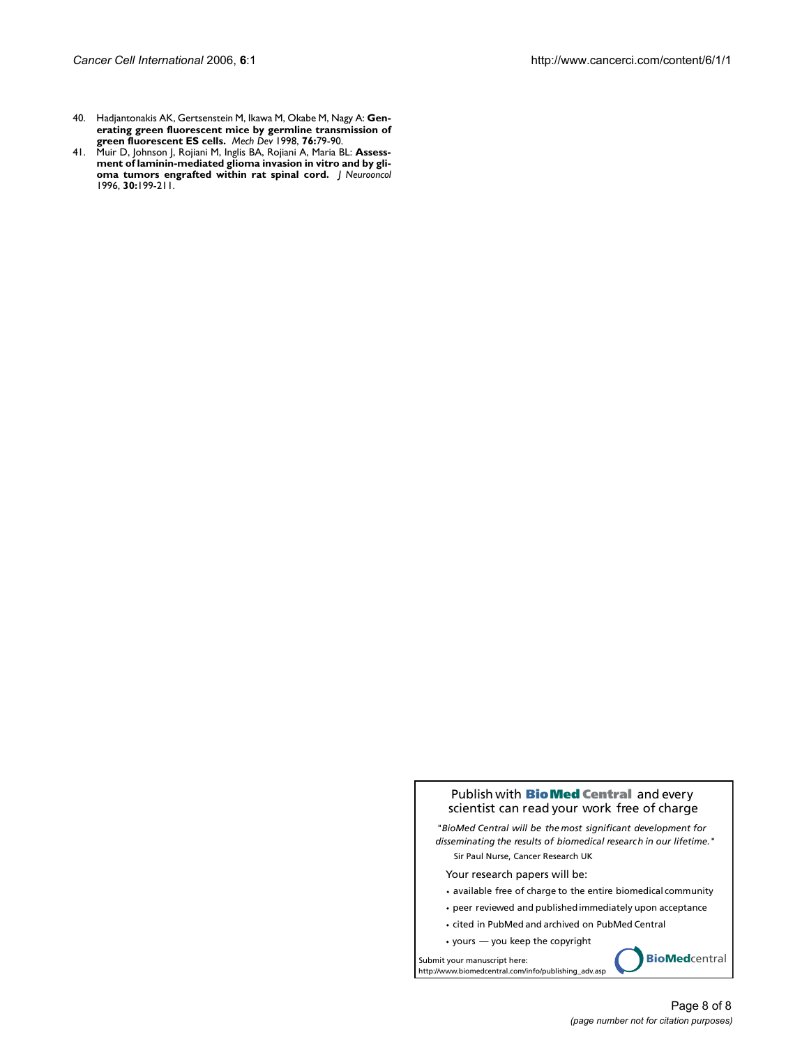40. Hadjantonakis AK, Gertsenstein M, Ikawa M, Okabe M, Nagy A: **Generating green fluorescent mice by germline transmission of green fluorescent ES cells.** *Mech Dev* 1998, **76:**79-90.
41. Muir D, Johnson J, Rojiani M, Inglis BA, Rojiani A, Maria BL: **Assessment of laminin-mediated glioma invasion in vitro and by glioma tumors engrafted within rat spinal cord.** *J Neurooncol* 1996, **30:**199-211.

Publish with **BioMed Central** and every scientist can read your work free of charge

*"BioMed Central will be the most significant development for disseminating the results of biomedical research in our lifetime."*

Sir Paul Nurse, Cancer Research UK

Your research papers will be:

- available free of charge to the entire biomedical community
- peer reviewed and published immediately upon acceptance
- cited in PubMed and archived on PubMed Central
- yours — you keep the copyright

Submit your manuscript here:
http://www.biomedcentral.com/info/publishing_adv.asp

**BioMed**central